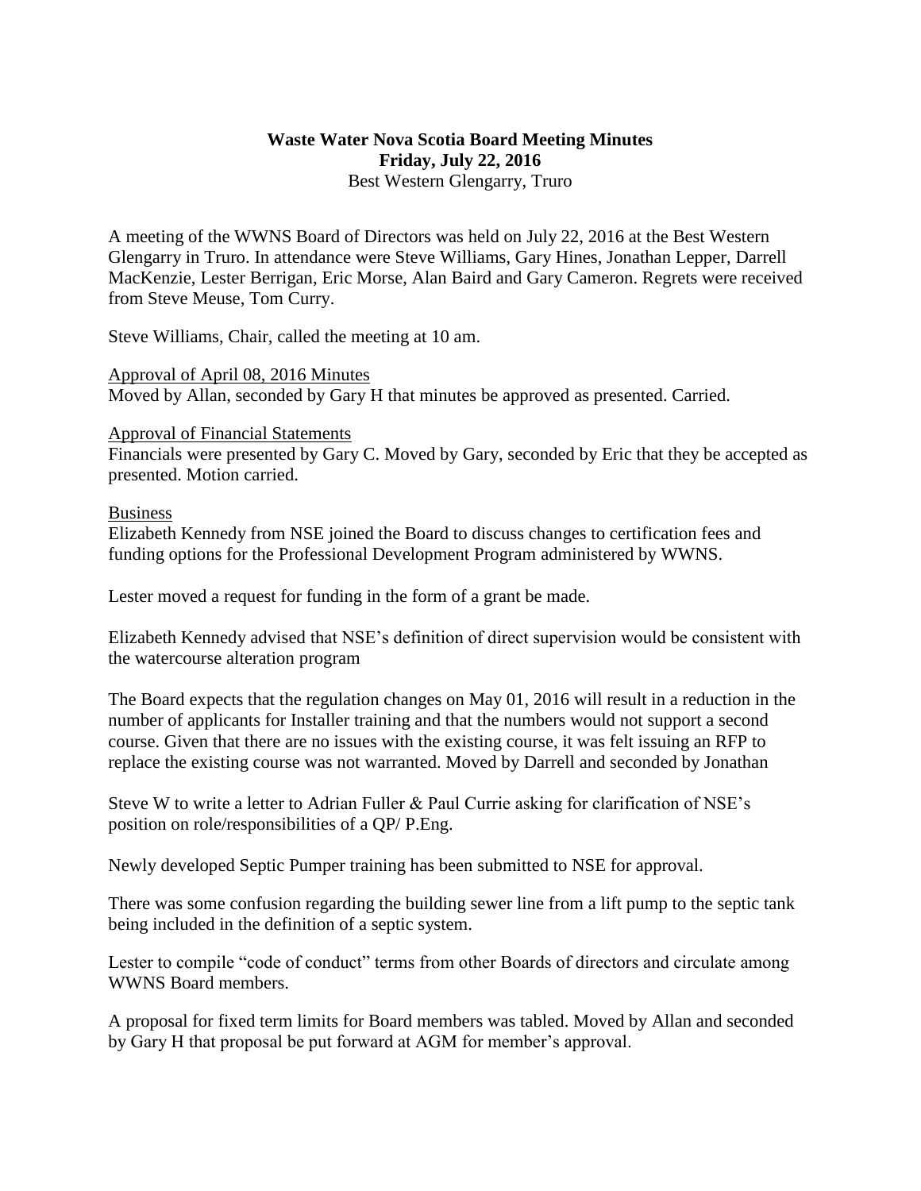**Waste Water Nova Scotia Board Meeting Minutes**
**Friday, July 22, 2016**
Best Western Glengarry, Truro

A meeting of the WWNS Board of Directors was held on July 22, 2016 at the Best Western Glengarry in Truro. In attendance were Steve Williams, Gary Hines, Jonathan Lepper, Darrell MacKenzie, Lester Berrigan, Eric Morse, Alan Baird and Gary Cameron. Regrets were received from Steve Meuse, Tom Curry.

Steve Williams, Chair, called the meeting at 10 am.

Approval of April 08, 2016 Minutes
Moved by Allan, seconded by Gary H that minutes be approved as presented. Carried.

Approval of Financial Statements
Financials were presented by Gary C. Moved by Gary, seconded by Eric that they be accepted as presented. Motion carried.

Business
Elizabeth Kennedy from NSE joined the Board to discuss changes to certification fees and funding options for the Professional Development Program administered by WWNS.

Lester moved a request for funding in the form of a grant be made.

Elizabeth Kennedy advised that NSE's definition of direct supervision would be consistent with the watercourse alteration program

The Board expects that the regulation changes on May 01, 2016 will result in a reduction in the number of applicants for Installer training and that the numbers would not support a second course. Given that there are no issues with the existing course, it was felt issuing an RFP to replace the existing course was not warranted. Moved by Darrell and seconded by Jonathan

Steve W to write a letter to Adrian Fuller & Paul Currie asking for clarification of NSE's position on role/responsibilities of a QP/ P.Eng.

Newly developed Septic Pumper training has been submitted to NSE for approval.

There was some confusion regarding the building sewer line from a lift pump to the septic tank being included in the definition of a septic system.

Lester to compile "code of conduct" terms from other Boards of directors and circulate among WWNS Board members.

A proposal for fixed term limits for Board members was tabled. Moved by Allan and seconded by Gary H that proposal be put forward at AGM for member's approval.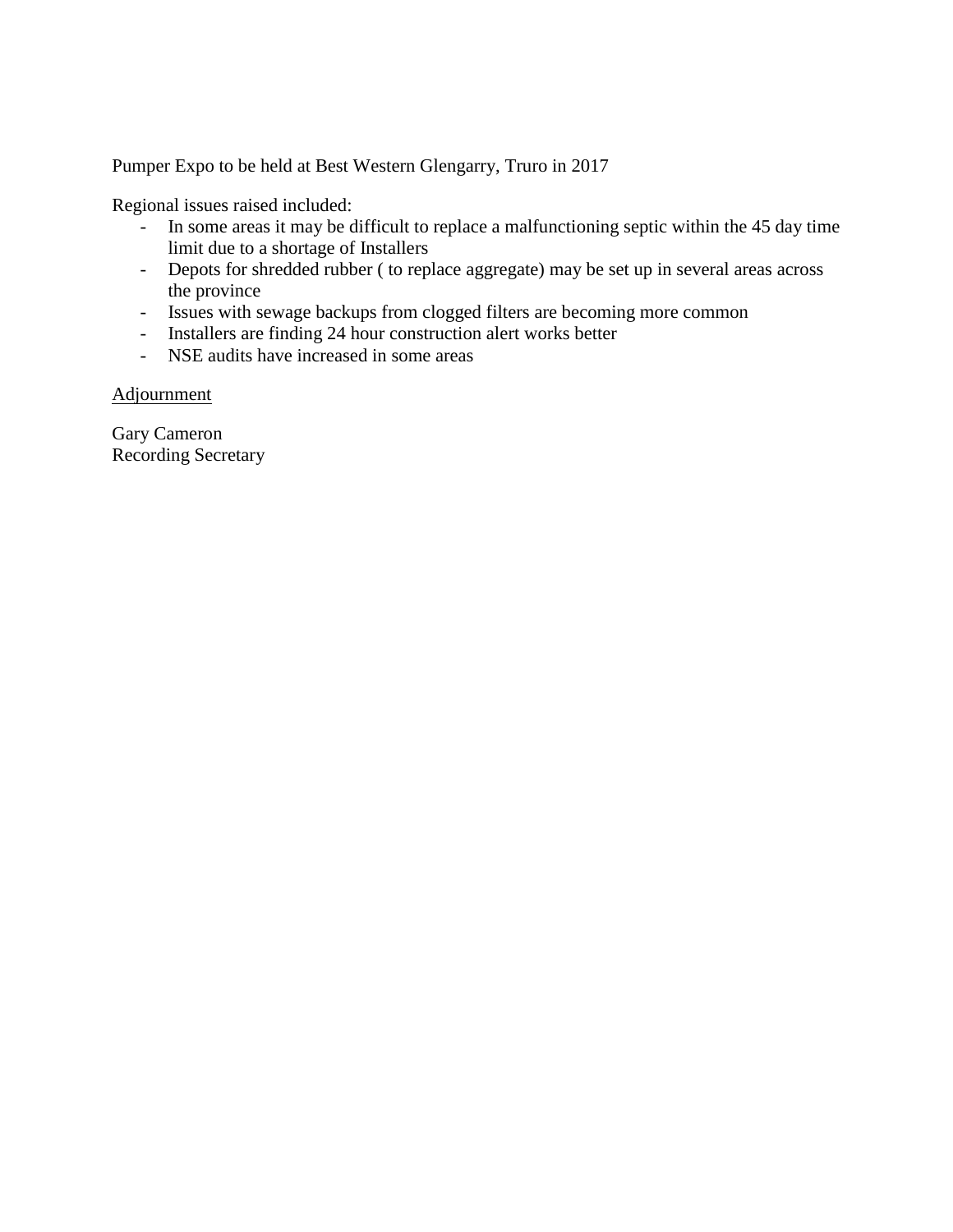Pumper Expo to be held at Best Western Glengarry, Truro in 2017

Regional issues raised included:

- In some areas it may be difficult to replace a malfunctioning septic within the 45 day time limit due to a shortage of Installers
- Depots for shredded rubber ( to replace aggregate) may be set up in several areas across the province
- Issues with sewage backups from clogged filters are becoming more common
- Installers are finding 24 hour construction alert works better
- NSE audits have increased in some areas

<u>Adjournment</u>

Gary Cameron
Recording Secretary